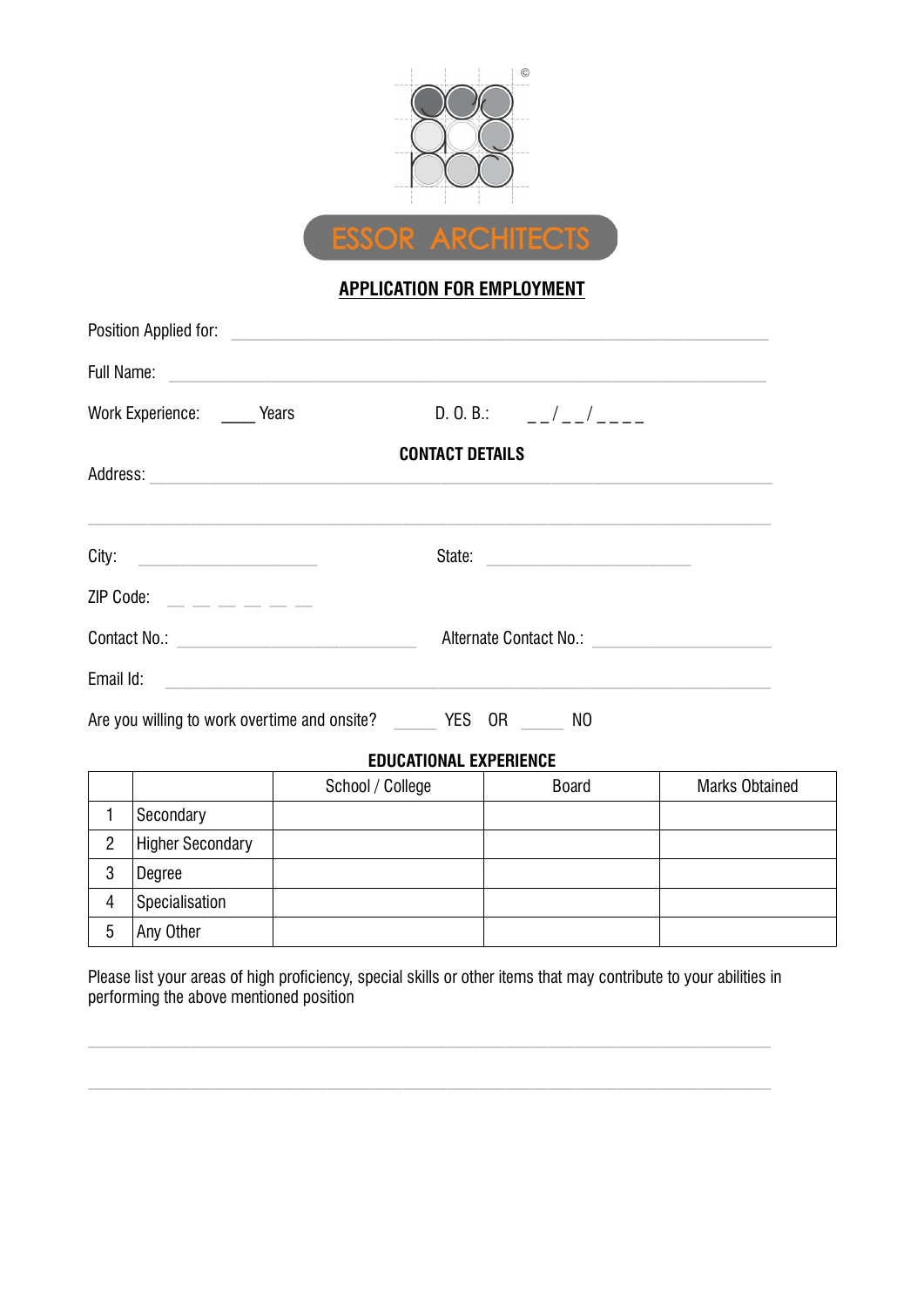©

ESSOR ARCHITECTS

## APPLICATION FOR EMPLOYMENT

Position Applied for: ______________________________________________

Full Name: ______________________________________________

Work Experience: ____ Years D. O. B.: _ _/_ _/_ _ _ _

**CONTACT DETAILS**

Address: ______________________________________________

______________________________________________

City: ____________________ State: ____________________

ZIP Code: _ _ _ _ _ _

Contact No.: ____________________ Alternate Contact No.: ____________________

Email Id: ______________________________________________

Are you willing to work overtime and onsite? _____ YES OR _____ NO

**EDUCATIONAL EXPERIENCE**

| | | School / College | Board | Marks Obtained |
|---|---|---|---|---|
| 1 | Secondary | | | |
| 2 | Higher Secondary | | | |
| 3 | Degree | | | |
| 4 | Specialisation | | | |
| 5 | Any Other | | | |

Please list your areas of high proficiency, special skills or other items that may contribute to your abilities in performing the above mentioned position

______________________________________________

______________________________________________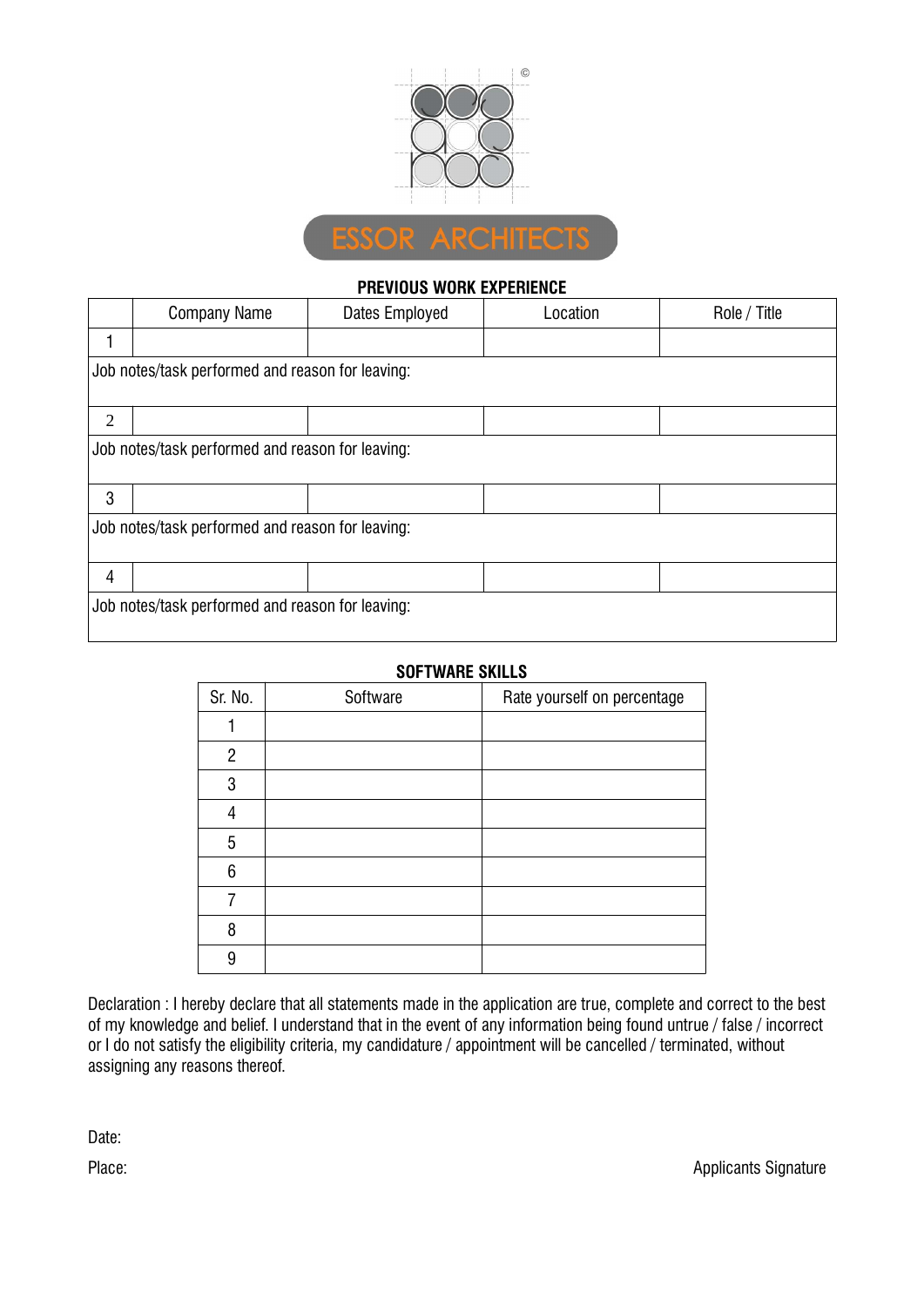ESSOR ARCHITECTS

## PREVIOUS WORK EXPERIENCE

| | Company Name | Dates Employed | Location | Role / Title |
|---|---|---|---|---|
| 1 | | | | |
| Job notes/task performed and reason for leaving: | | | | |
| 2 | | | | |
| Job notes/task performed and reason for leaving: | | | | |
| 3 | | | | |
| Job notes/task performed and reason for leaving: | | | | |
| 4 | | | | |
| Job notes/task performed and reason for leaving: | | | | |

## SOFTWARE SKILLS

| Sr. No. | Software | Rate yourself on percentage |
|---|---|---|
| 1 | | |
| 2 | | |
| 3 | | |
| 4 | | |
| 5 | | |
| 6 | | |
| 7 | | |
| 8 | | |
| 9 | | |

Declaration : I hereby declare that all statements made in the application are true, complete and correct to the best of my knowledge and belief. I understand that in the event of any information being found untrue / false / incorrect or I do not satisfy the eligibility criteria, my candidature / appointment will be cancelled / terminated, without assigning any reasons thereof.

Date:

Place:

Applicants Signature